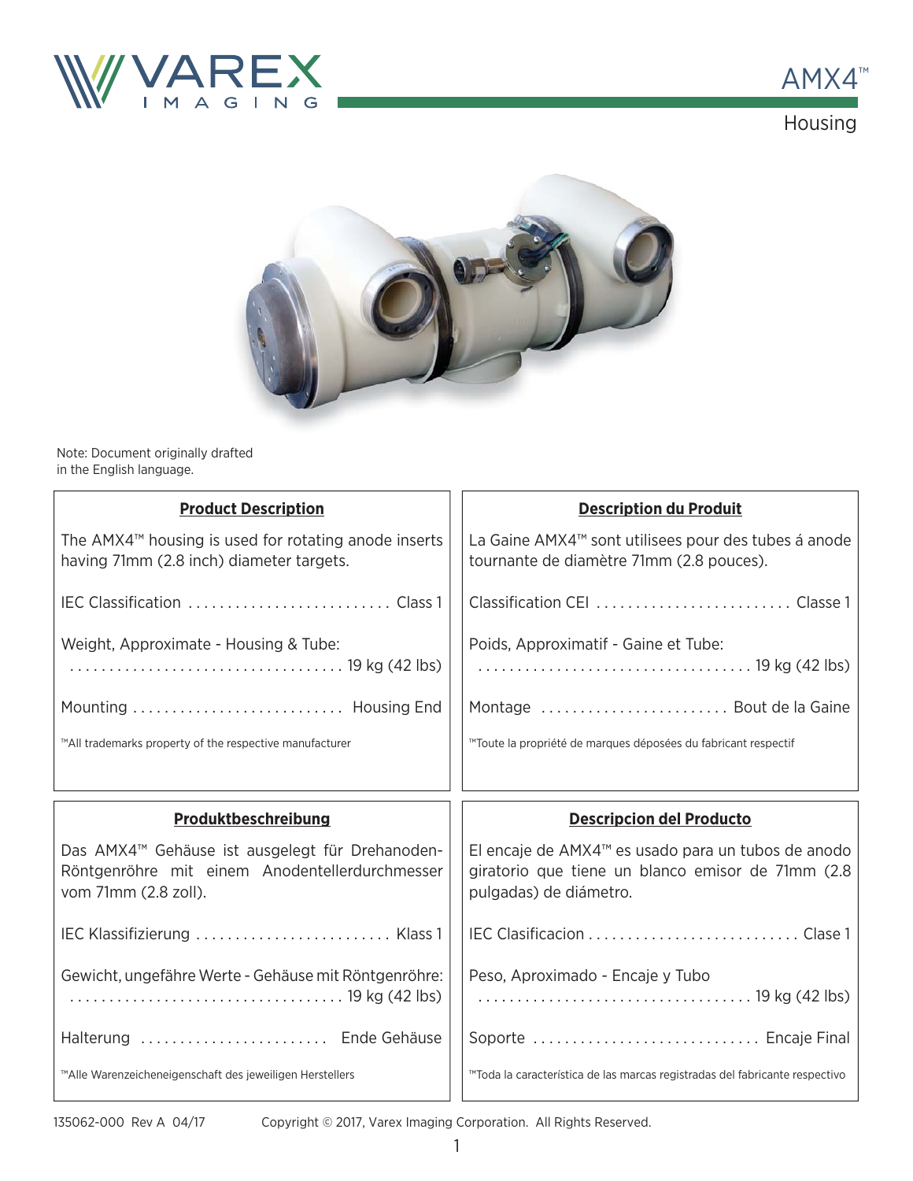# AMX4™

## Housing

Note: Document originally drafted in the English language.

### Product Description

The AMX4™ housing is used for rotating anode inserts having 71mm (2.8 inch) diameter targets.

IEC Classification .......................... Class 1

Weight, Approximate - Housing & Tube: .................................. 19 kg (42 lbs)

Mounting .......................... Housing End

™All trademarks property of the respective manufacturer

### Description du Produit

La Gaine AMX4™ sont utilisees pour des tubes á anode tournante de diamètre 71mm (2.8 pouces).

Classification CEI ......................... Classe 1

Poids, Approximatif - Gaine et Tube: .................................. 19 kg (42 lbs)

Montage ........................ Bout de la Gaine

™Toute la propriété de marques déposées du fabricant respectif

### Produktbeschreibung

Das AMX4™ Gehäuse ist ausgelegt für Drehanoden-Röntgenröhre mit einem Anodentellerdurchmesser vom 71mm (2.8 zoll).

IEC Klassifizierung ......................... Klass 1

Gewicht, ungefähre Werte - Gehäuse mit Röntgenröhre: .................................. 19 kg (42 lbs)

Halterung ........................ Ende Gehäuse

™Alle Warenzeicheneigenschaft des jeweiligen Herstellers

### Descripcion del Producto

El encaje de AMX4™ es usado para un tubos de anodo giratorio que tiene un blanco emisor de 71mm (2.8 pulgadas) de diámetro.

IEC Clasificacion ........................... Clase 1

Peso, Aproximado - Encaje y Tubo .................................. 19 kg (42 lbs)

Soporte ............................ Encaje Final

™Toda la característica de las marcas registradas del fabricante respectivo

135062-000 Rev A 04/17 Copyright © 2017, Varex Imaging Corporation. All Rights Reserved.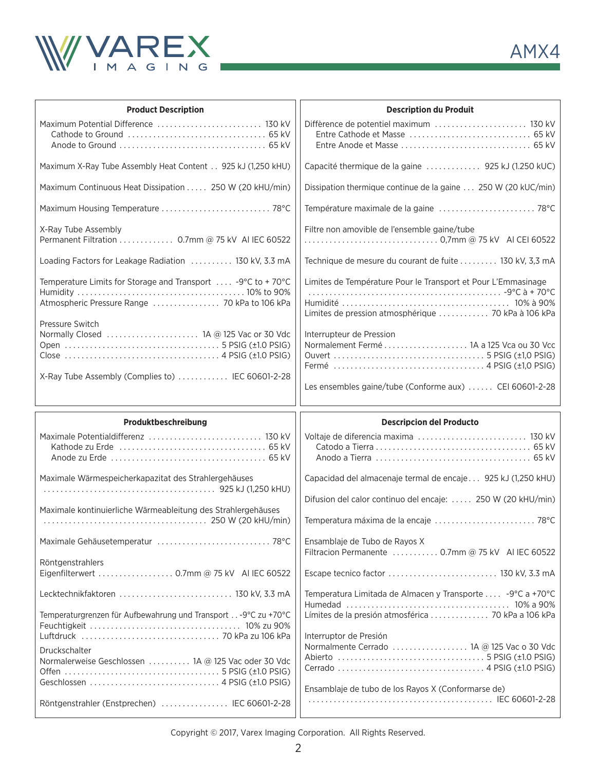## Product Description

Maximum Potential Difference .......................... 130 kV
  Cathode to Ground .................................. 65 kV
  Anode to Ground .................................... 65 kV

Maximum X-Ray Tube Assembly Heat Content .. 925 kJ (1,250 kHU)

Maximum Continuous Heat Dissipation ..... 250 W (20 kHU/min)

Maximum Housing Temperature .......................... 78°C

X-Ray Tube Assembly
Permanent Filtration ............. 0.7mm @ 75 kV Al IEC 60522

Loading Factors for Leakage Radiation .......... 130 kV, 3.3 mA

Temperature Limits for Storage and Transport .... -9°C to + 70°C
Humidity ........................................ 10% to 90%
Atmospheric Pressure Range ................ 70 kPa to 106 kPa

Pressure Switch
Normally Closed ...................... 1A @ 125 Vac or 30 Vdc
Open ..................................... 5 PSIG (±1.0 PSIG)
Close .................................... 4 PSIG (±1.0 PSIG)

X-Ray Tube Assembly (Complies to) ............ IEC 60601-2-28

## Description du Produit

Diffèrence de potentiel maximum ...................... 130 kV
  Entre Cathode et Masse ............................. 65 kV
  Entre Anode et Masse ............................... 65 kV

Capacité thermique de la gaine ............. 925 kJ (1.250 kUC)

Dissipation thermique continue de la gaine ... 250 W (20 kUC/min)

Température maximale de la gaine ....................... 78°C

Filtre non amovible de l'ensemble gaine/tube
................................ 0,7mm @ 75 kV Al CEI 60522

Technique de mesure du courant de fuite ......... 130 kV, 3,3 mA

Limites de Température Pour le Transport et Pour L'Emmasinage
............................................. -9°C à + 70°C
Humidité ........................................ 10% à 90%
Limites de pression atmosphérique ............ 70 kPa à 106 kPa

Interrupteur de Pression
Normalement Fermé .................... 1A a 125 Vca ou 30 Vcc
Ouvert ................................... 5 PSIG (±1,0 PSIG)
Fermé .................................... 4 PSIG (±1,0 PSIG)

Les ensembles gaine/tube (Conforme aux) ...... CEI 60601-2-28

## Produktbeschreibung

Maximale Potentialdifferenz ........................... 130 kV
  Kathode zu Erde .................................... 65 kV
  Anode zu Erde ...................................... 65 kV

Maximale Wärmespeicherkapazitat des Strahlergehäuses
......................................... 925 kJ (1,250 kHU)

Maximale kontinuierliche Wärmeableitung des Strahlergehäuses
....................................... 250 W (20 kHU/min)

Maximale Gehäusetemperatur ........................... 78°C

Röntgenstrahlers
Eigenfilterwert .................. 0.7mm @ 75 kV Al IEC 60522

Lecktechnikfaktoren ........................... 130 kV, 3.3 mA

Temperaturgrenzen für Aufbewahrung und Transport . . -9°C zu +70°C
Feuchtigkeit ................................... 10% zu 90%
Luftdruck ................................ 70 kPa zu 106 kPa

Druckschalter
Normalerweise Geschlossen .......... 1A @ 125 Vac oder 30 Vdc
Offen .................................... 5 PSIG (±1.0 PSIG)
Geschlossen .............................. 4 PSIG (±1.0 PSIG)

Röntgenstrahler (Enstprechen) ................ IEC 60601-2-28

## Descripcion del Producto

Voltaje de diferencia maxima .......................... 130 kV
  Catodo a Tierra .................................... 65 kV
  Anodo a Tierra ..................................... 65 kV

Capacidad del almacenaje termal de encaje... 925 kJ (1,250 kHU)

Difusion del calor continuo del encaje: ..... 250 W (20 kHU/min)

Temperatura máxima de la encaje ........................ 78°C

Ensamblaje de Tubo de Rayos X
Filtracion Permanente ........... 0.7mm @ 75 kV Al IEC 60522

Escape tecnico factor .......................... 130 kV, 3.3 mA

Temperatura Limitada de Almacen y Transporte .... -9°C a +70°C
Humedad ......................................... 10% a 90%
Límites de la presión atmosférica .............. 70 kPa a 106 kPa

Interruptor de Presión
Normalmente Cerrado .................. 1A @ 125 Vac o 30 Vdc
Abierto .................................. 5 PSIG (±1.0 PSIG)
Cerrado .................................. 4 PSIG (±1.0 PSIG)

Ensamblaje de tubo de los Rayos X (Conformarse de)
............................................ IEC 60601-2-28

Copyright © 2017, Varex Imaging Corporation. All Rights Reserved.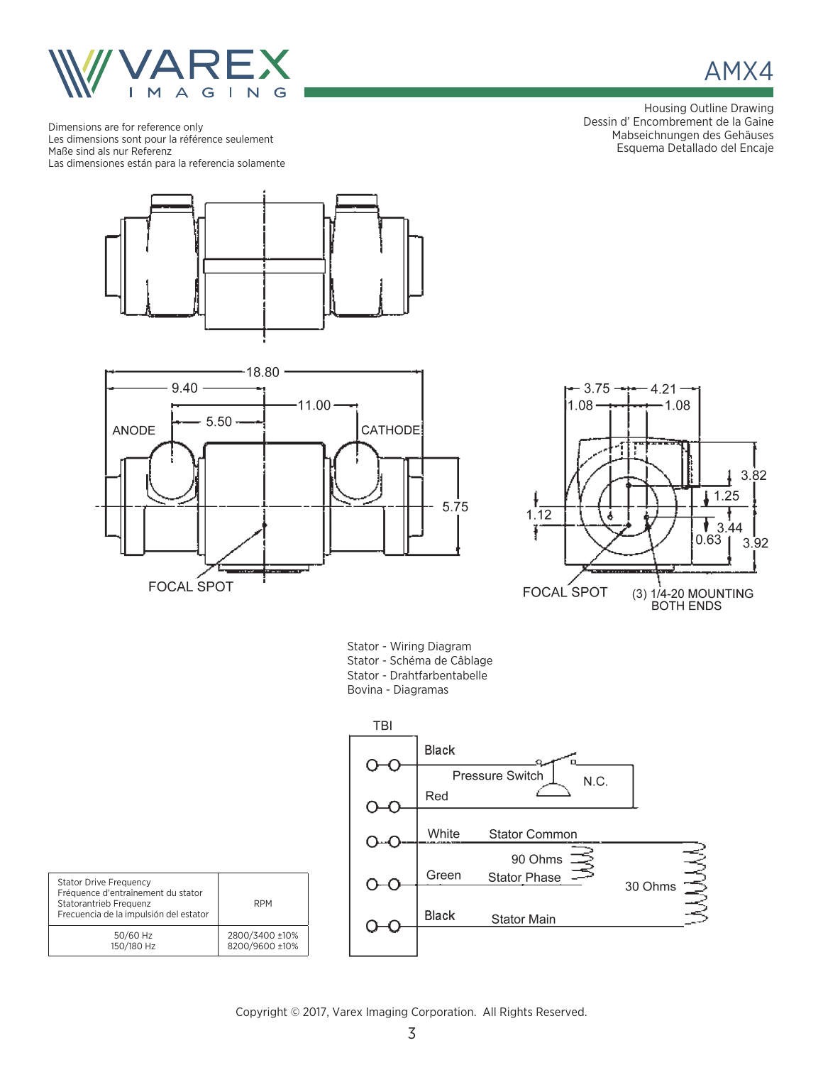# AMX4

Dimensions are for reference only
Les dimensions sont pour la référence seulement
Maße sind als nur Referenz
Las dimensiones están para la referencia solamente

Housing Outline Drawing
Dessin d' Encombrement de la Gaine
Mabseichnungen des Gehäuses
Esquema Detallado del Encaje

18.80
9.40
11.00
5.50
ANODE
CATHODE
5.75
FOCAL SPOT

3.75
4.21
1.08
1.08
3.82
1.25
1.12
3.44
0.63
3.92
FOCAL SPOT
(3) 1/4-20 MOUNTING BOTH ENDS

Stator - Wiring Diagram
Stator - Schéma de Câblage
Stator - Drahtfarbentabelle
Bovina - Diagramas

TBI
Black
Pressure Switch
N.C.
Red
White — Stator Common
90 Ohms
Green — Stator Phase
30 Ohms
Black — Stator Main

| Stator Drive Frequency<br>Fréquence d'entraînement du stator<br>Statorantrieb Frequenz<br>Frecuencia de la impulsión del estator | RPM |
|---|---|
| 50/60 Hz<br>150/180 Hz | 2800/3400 ±10%<br>8200/9600 ±10% |

Copyright © 2017, Varex Imaging Corporation. All Rights Reserved.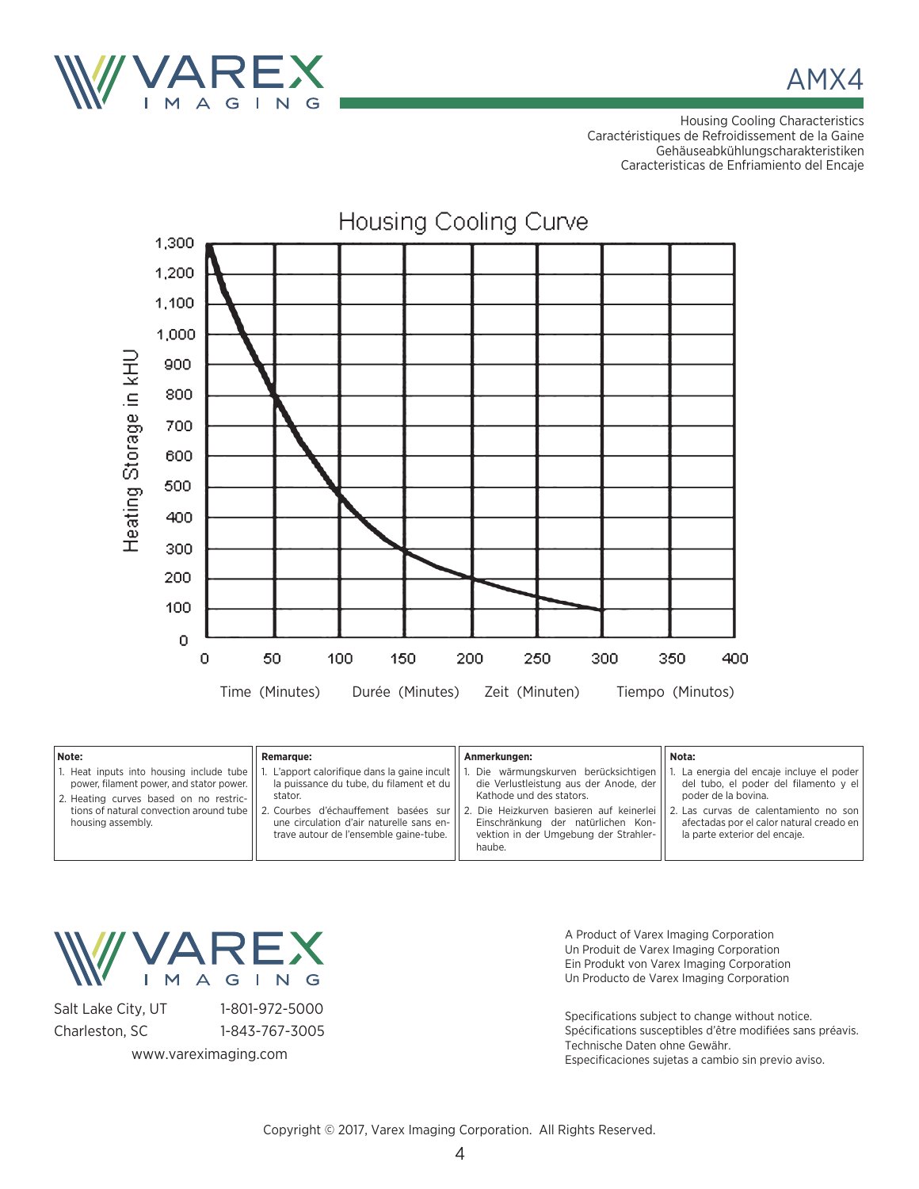# AMX4

Housing Cooling Characteristics
Caractéristiques de Refroidissement de la Gaine
Gehäuseabkühlungscharakteristiken
Caracteristicas de Enfriamiento del Encaje

## Housing Cooling Curve

Heating Storage in kHU

1,300
1,200
1,100
1,000
900
800
700
600
500
400
300
200
100
0

0 50 100 150 200 250 300 350 400

Time (Minutes) Durée (Minutes) Zeit (Minuten) Tiempo (Minutos)

| **Note:** | **Remarque:** | **Anmerkungen:** | **Nota:** |
|---|---|---|---|
| 1. Heat inputs into housing include tube power, filament power, and stator power.<br>2. Heating curves based on no restrictions of natural convection around tube housing assembly. | 1. L'apport calorifique dans la gaine incult la puissance du tube, du filament et du stator.<br>2. Courbes d'échauffement basées sur une circulation d'air naturelle sans entrave autour de l'ensemble gaine-tube. | 1. Die wärmungskurven berücksichtigen die Verlustleistung aus der Anode, der Kathode und des stators.<br>2. Die Heizkurven basieren auf keinerlei Einschränkung der natürlichen Konvektion in der Umgebung der Strahlerhaube. | 1. La energia del encaje incluye el poder del tubo, el poder del filamento y el poder de la bovina.<br>2. Las curvas de calentamiento no son afectadas por el calor natural creado en la parte exterior del encaje. |

Salt Lake City, UT 1-801-972-5000
Charleston, SC 1-843-767-3005
www.vareximaging.com

A Product of Varex Imaging Corporation
Un Produit de Varex Imaging Corporation
Ein Produkt von Varex Imaging Corporation
Un Producto de Varex Imaging Corporation

Specifications subject to change without notice.
Spécifications susceptibles d'être modifiées sans préavis.
Technische Daten ohne Gewähr.
Especificaciones sujetas a cambio sin previo aviso.

Copyright © 2017, Varex Imaging Corporation. All Rights Reserved.